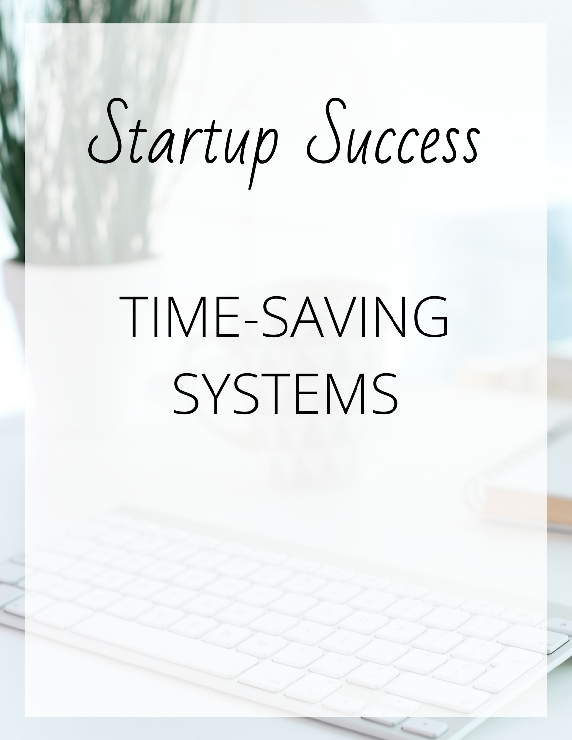# Startup Success

## TIME-SAVING SYSTEMS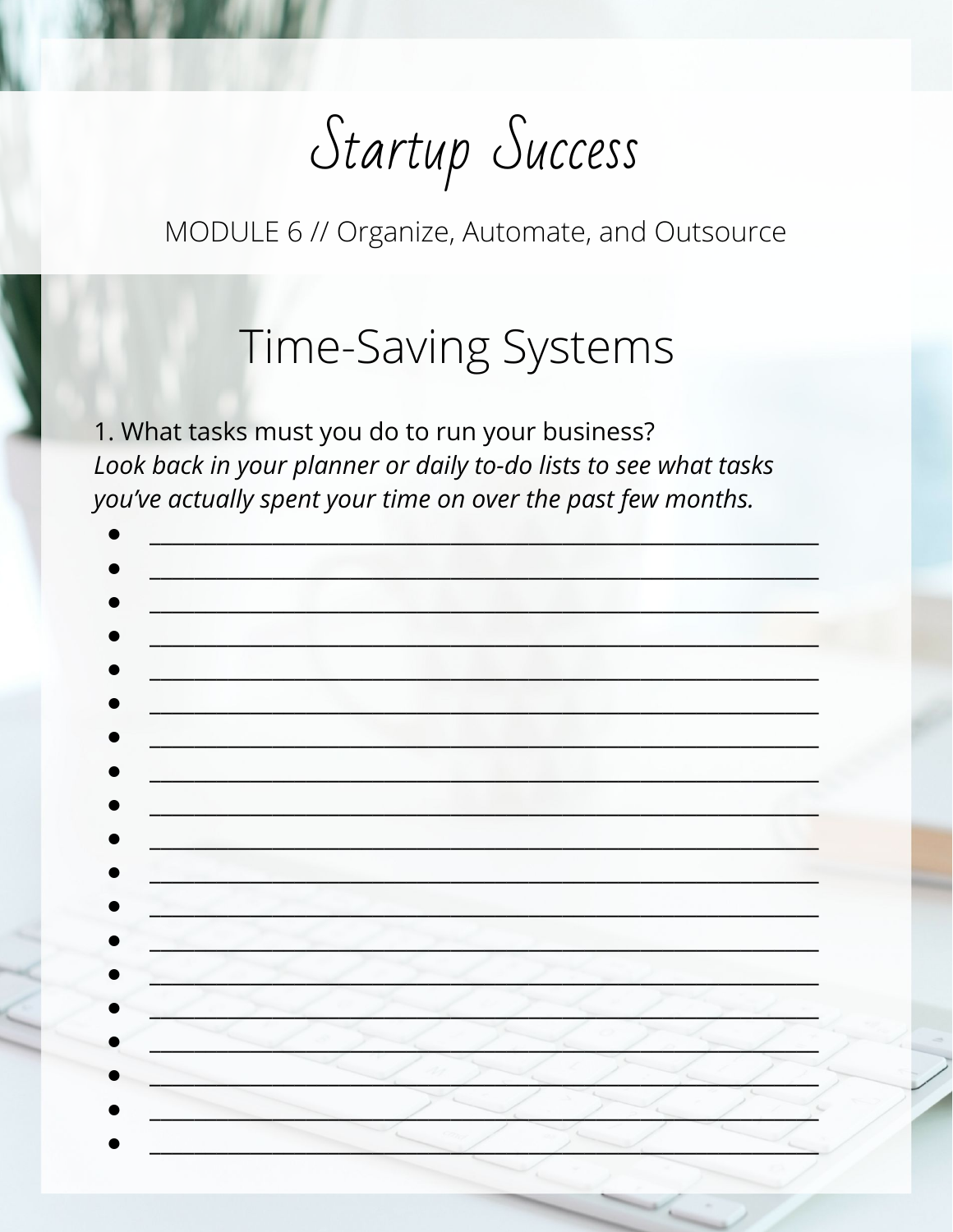# Startup Success

MODULE 6 // Organize, Automate, and Outsource

## Time-Saving Systems

1. What tasks must you do to run your business?
*Look back in your planner or daily to-do lists to see what tasks you've actually spent your time on over the past few months.*

- ______________________________________________________
- ______________________________________________________
- ______________________________________________________
- ______________________________________________________
- ______________________________________________________
- ______________________________________________________
- ______________________________________________________
- ______________________________________________________
- ______________________________________________________
- ______________________________________________________
- ______________________________________________________
- ______________________________________________________
- ______________________________________________________
- ______________________________________________________
- ______________________________________________________
- ______________________________________________________
- ______________________________________________________
- ______________________________________________________
- ______________________________________________________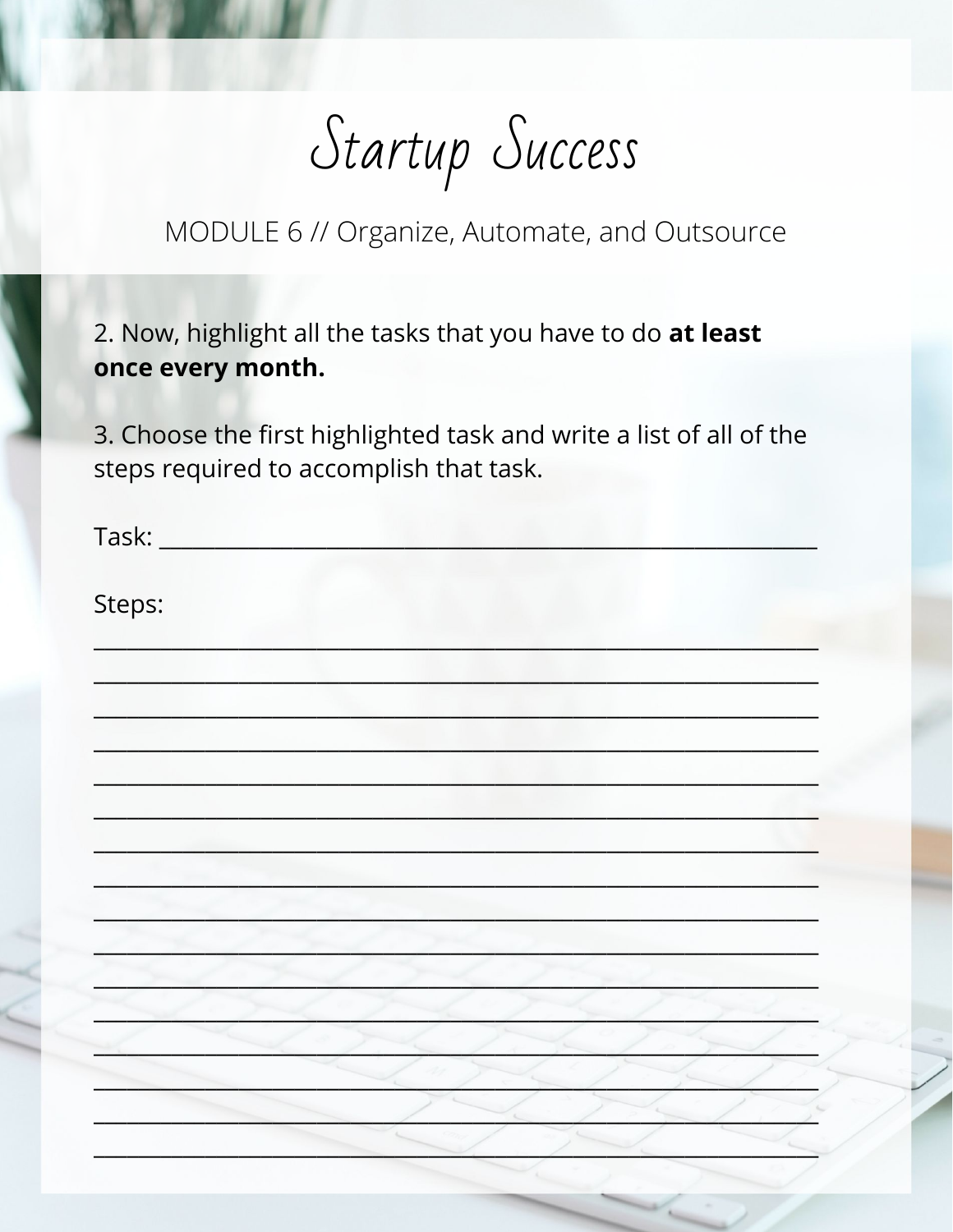# Startup Success

MODULE 6 // Organize, Automate, and Outsource

2. Now, highlight all the tasks that you have to do **at least once every month.**

3. Choose the first highlighted task and write a list of all of the steps required to accomplish that task.

Task: ____________________________________________

Steps:

____________________________________________

____________________________________________

____________________________________________

____________________________________________

____________________________________________

____________________________________________

____________________________________________

____________________________________________

____________________________________________

____________________________________________

____________________________________________

____________________________________________

____________________________________________

____________________________________________

____________________________________________

____________________________________________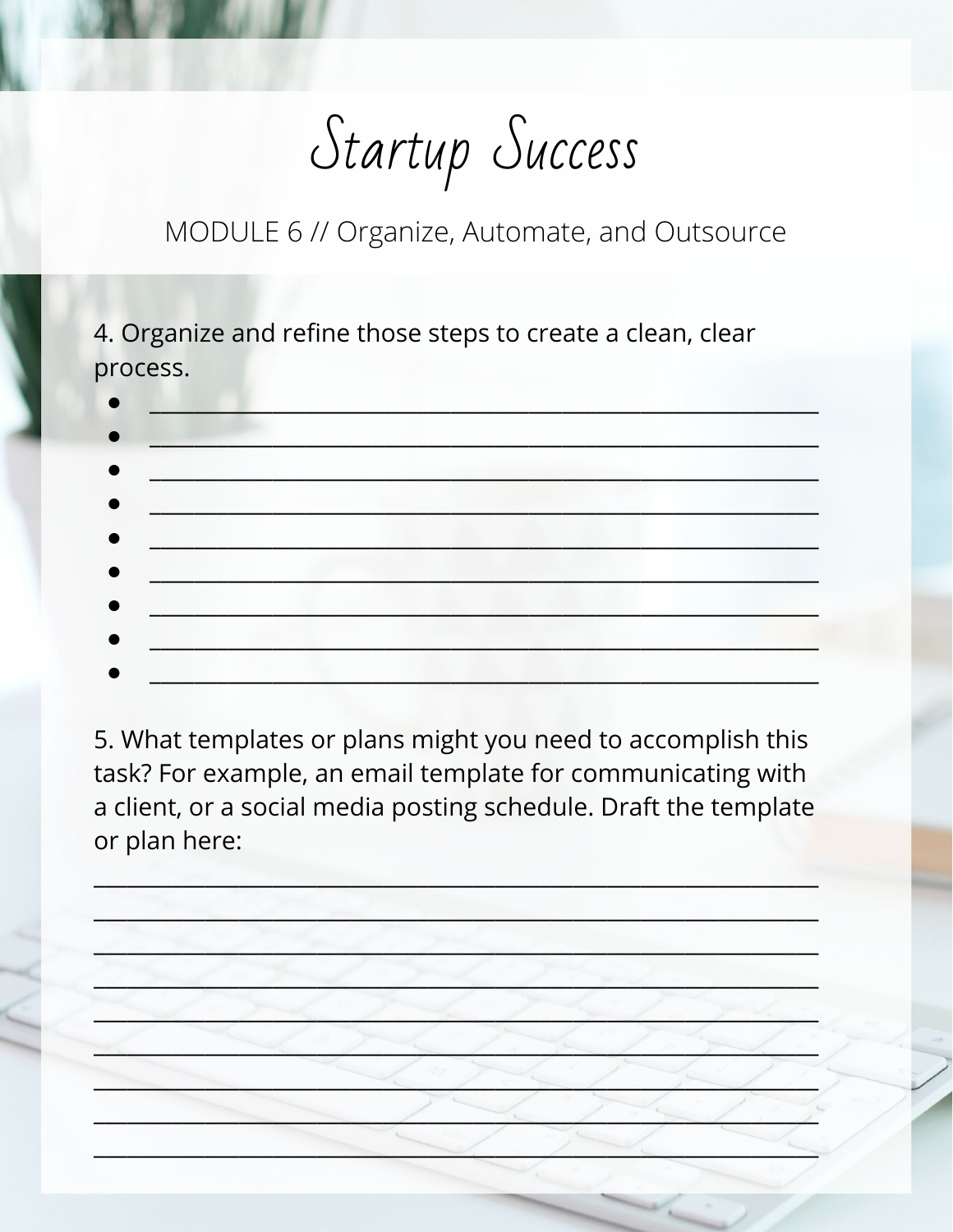# Startup Success

MODULE 6 // Organize, Automate, and Outsource

4. Organize and refine those steps to create a clean, clear process.

- ____________________________________________________
- ____________________________________________________
- ____________________________________________________
- ____________________________________________________
- ____________________________________________________
- ____________________________________________________
- ____________________________________________________
- ____________________________________________________
- ____________________________________________________

5. What templates or plans might you need to accomplish this task? For example, an email template for communicating with a client, or a social media posting schedule. Draft the template or plan here:

________________________________________________________

________________________________________________________

________________________________________________________

________________________________________________________

________________________________________________________

________________________________________________________

________________________________________________________

________________________________________________________

________________________________________________________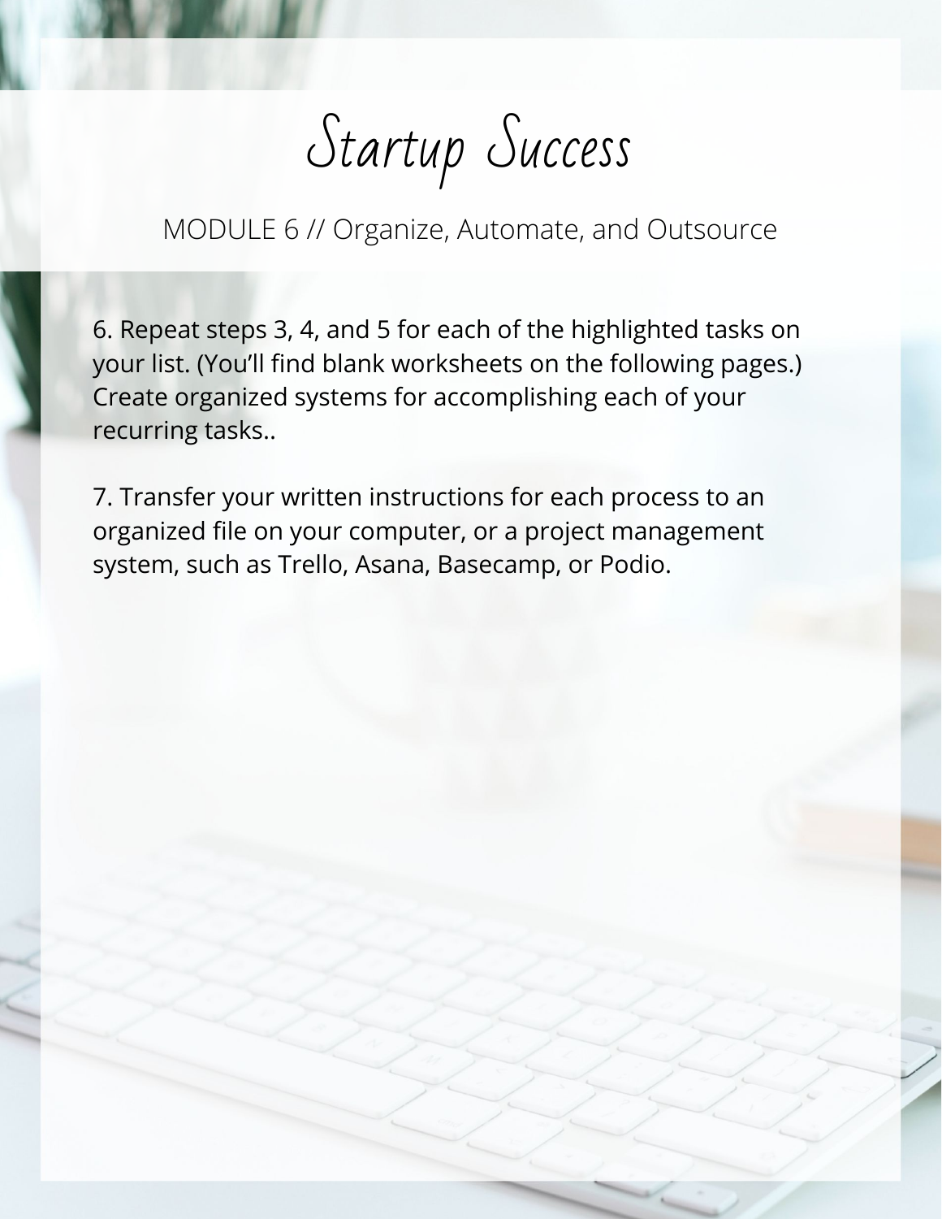# Startup Success

MODULE 6 // Organize, Automate, and Outsource

6. Repeat steps 3, 4, and 5 for each of the highlighted tasks on your list. (You'll find blank worksheets on the following pages.) Create organized systems for accomplishing each of your recurring tasks..

7. Transfer your written instructions for each process to an organized file on your computer, or a project management system, such as Trello, Asana, Basecamp, or Podio.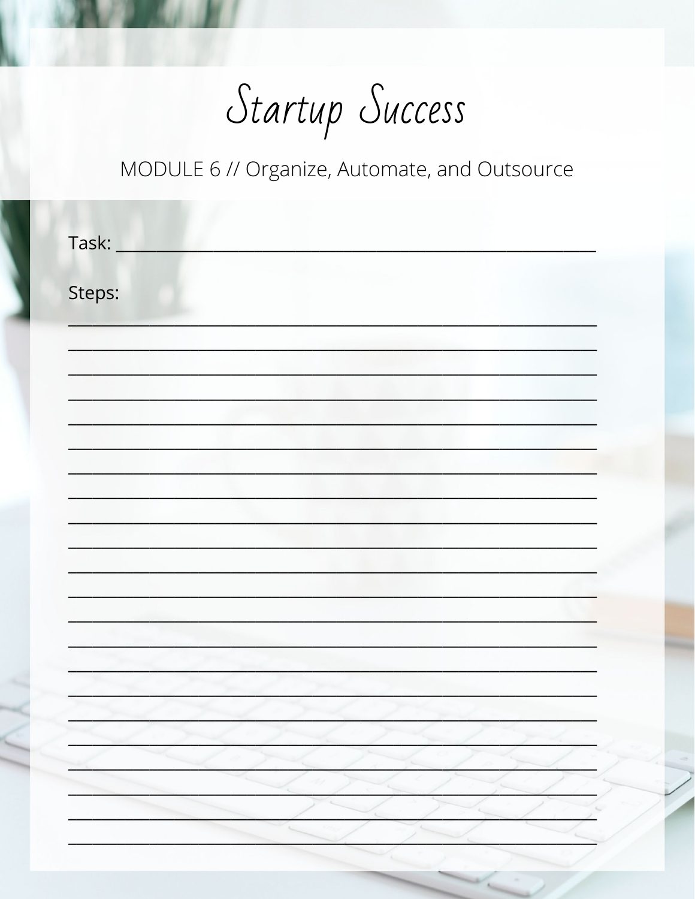# Startup Success

MODULE 6 // Organize, Automate, and Outsource

Task: ____________________________________________________________

Steps:

____________________________________________________________

____________________________________________________________

____________________________________________________________

____________________________________________________________

____________________________________________________________

____________________________________________________________

____________________________________________________________

____________________________________________________________

____________________________________________________________

____________________________________________________________

____________________________________________________________

____________________________________________________________

____________________________________________________________

____________________________________________________________

____________________________________________________________

____________________________________________________________

____________________________________________________________

____________________________________________________________

____________________________________________________________

____________________________________________________________

____________________________________________________________

____________________________________________________________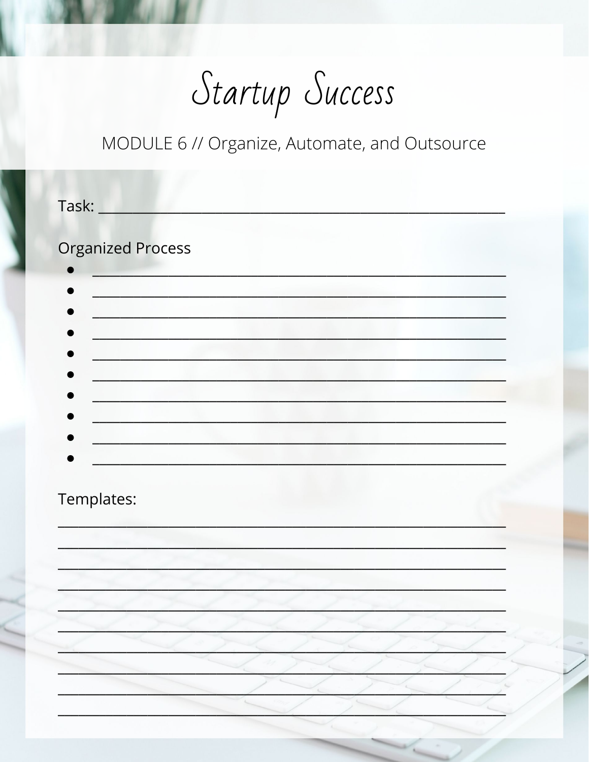# Startup Success

MODULE 6 // Organize, Automate, and Outsource

Task: ______________________________________________________________

Organized Process

- ______________________________________________________________
- ______________________________________________________________
- ______________________________________________________________
- ______________________________________________________________
- ______________________________________________________________
- ______________________________________________________________
- ______________________________________________________________
- ______________________________________________________________
- ______________________________________________________________
- ______________________________________________________________

Templates:

________________________________________________________________

________________________________________________________________

________________________________________________________________

________________________________________________________________

________________________________________________________________

________________________________________________________________

________________________________________________________________

________________________________________________________________

________________________________________________________________

________________________________________________________________